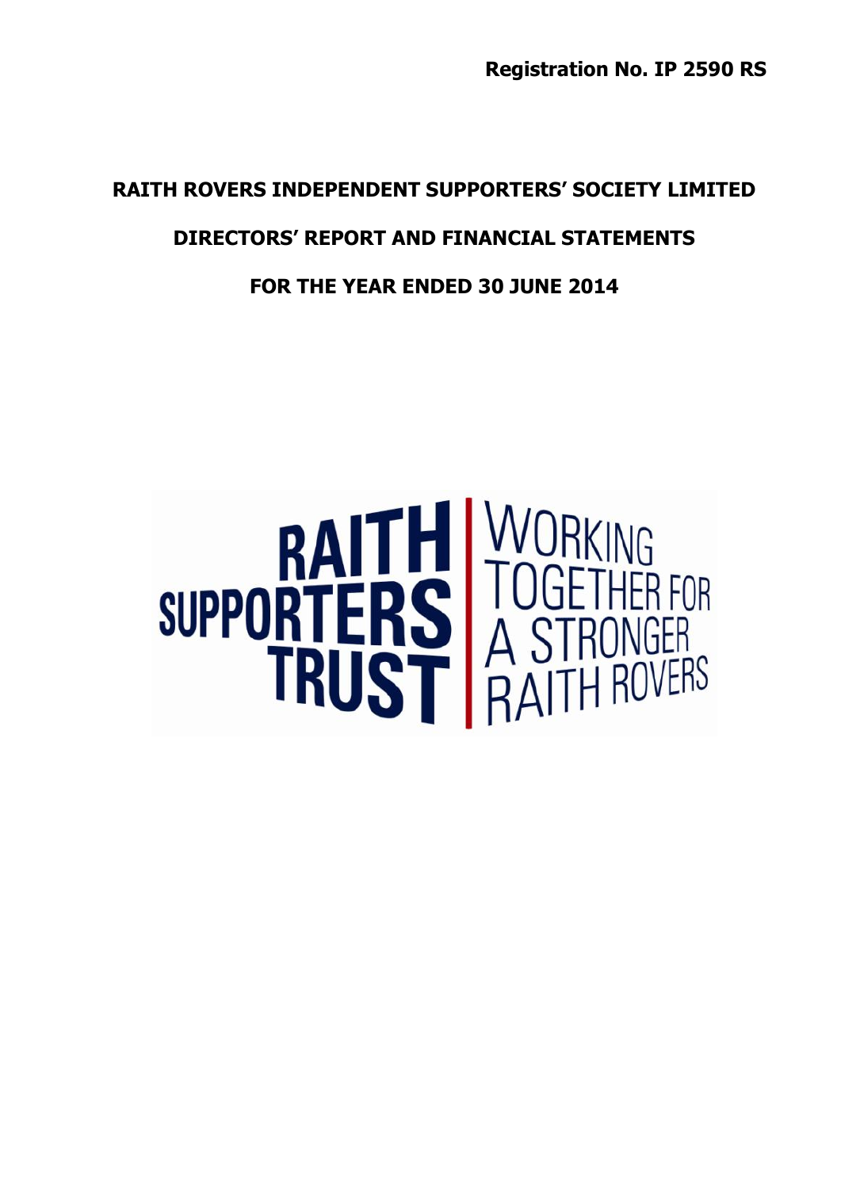**Registration No. IP 2590 RS**

# RAITH ROVERS INDEPENDENT SUPPORTERS' SOCIETY LIMITED

## DIRECTORS' REPORT AND FINANCIAL STATEMENTS

## FOR THE YEAR ENDED 30 JUNE 2014

RAITH SUPPORTERS TRUST

WORKING TOGETHER FOR A STRONGER RAITH ROVERS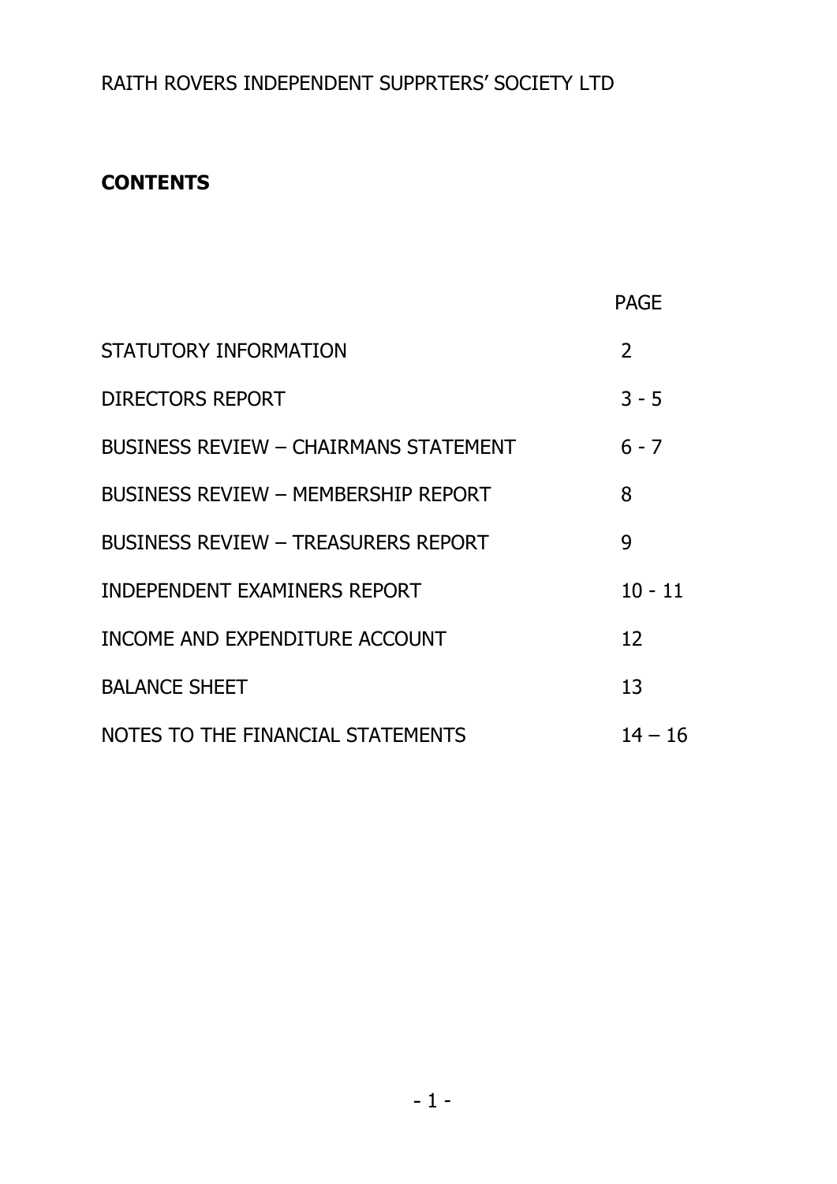RAITH ROVERS INDEPENDENT SUPPRTERS' SOCIETY LTD

**CONTENTS**

| | PAGE |
|---|---|
| STATUTORY INFORMATION | 2 |
| DIRECTORS REPORT | 3 - 5 |
| BUSINESS REVIEW – CHAIRMANS STATEMENT | 6 - 7 |
| BUSINESS REVIEW – MEMBERSHIP REPORT | 8 |
| BUSINESS REVIEW – TREASURERS REPORT | 9 |
| INDEPENDENT EXAMINERS REPORT | 10 - 11 |
| INCOME AND EXPENDITURE ACCOUNT | 12 |
| BALANCE SHEET | 13 |
| NOTES TO THE FINANCIAL STATEMENTS | 14 – 16 |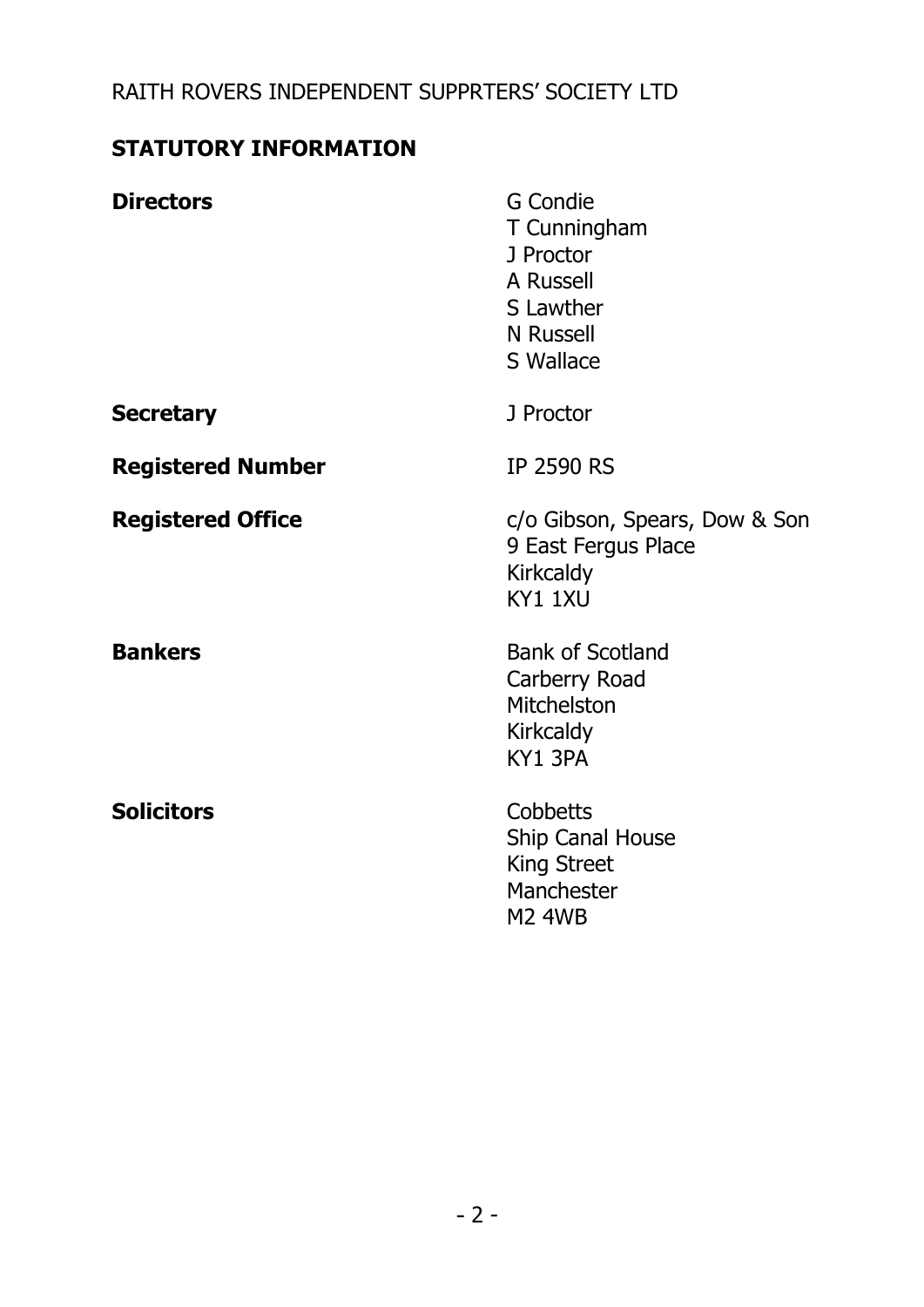RAITH ROVERS INDEPENDENT SUPPRTERS' SOCIETY LTD

## STATUTORY INFORMATION

| | |
|---|---|
| **Directors** | G Condie<br>T Cunningham<br>J Proctor<br>A Russell<br>S Lawther<br>N Russell<br>S Wallace |
| **Secretary** | J Proctor |
| **Registered Number** | IP 2590 RS |
| **Registered Office** | c/o Gibson, Spears, Dow & Son<br>9 East Fergus Place<br>Kirkcaldy<br>KY1 1XU |
| **Bankers** | Bank of Scotland<br>Carberry Road<br>Mitchelston<br>Kirkcaldy<br>KY1 3PA |
| **Solicitors** | Cobbetts<br>Ship Canal House<br>King Street<br>Manchester<br>M2 4WB |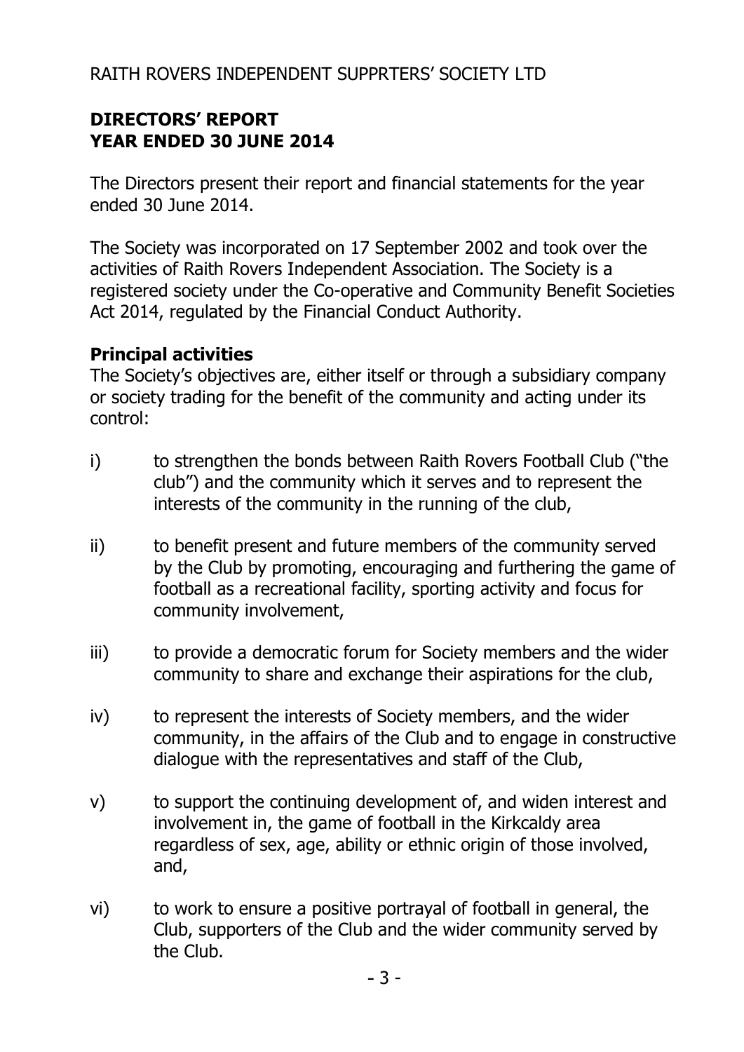RAITH ROVERS INDEPENDENT SUPPRTERS' SOCIETY LTD

## DIRECTORS' REPORT
## YEAR ENDED 30 JUNE 2014

The Directors present their report and financial statements for the year ended 30 June 2014.

The Society was incorporated on 17 September 2002 and took over the activities of Raith Rovers Independent Association. The Society is a registered society under the Co-operative and Community Benefit Societies Act 2014, regulated by the Financial Conduct Authority.

### Principal activities

The Society's objectives are, either itself or through a subsidiary company or society trading for the benefit of the community and acting under its control:

i) to strengthen the bonds between Raith Rovers Football Club ("the club") and the community which it serves and to represent the interests of the community in the running of the club,

ii) to benefit present and future members of the community served by the Club by promoting, encouraging and furthering the game of football as a recreational facility, sporting activity and focus for community involvement,

iii) to provide a democratic forum for Society members and the wider community to share and exchange their aspirations for the club,

iv) to represent the interests of Society members, and the wider community, in the affairs of the Club and to engage in constructive dialogue with the representatives and staff of the Club,

v) to support the continuing development of, and widen interest and involvement in, the game of football in the Kirkcaldy area regardless of sex, age, ability or ethnic origin of those involved, and,

vi) to work to ensure a positive portrayal of football in general, the Club, supporters of the Club and the wider community served by the Club.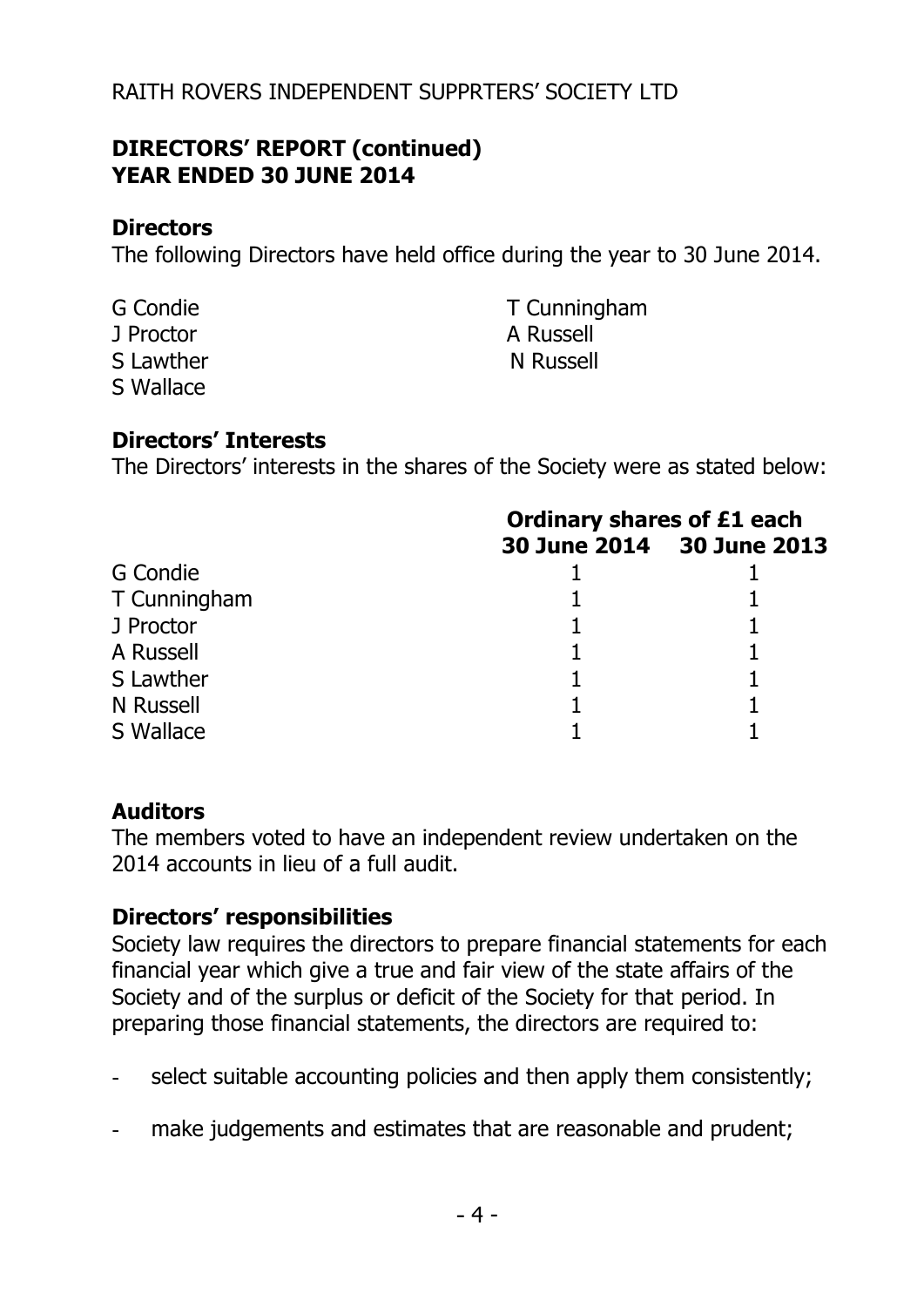RAITH ROVERS INDEPENDENT SUPPRTERS' SOCIETY LTD

**DIRECTORS' REPORT (continued)**
**YEAR ENDED 30 JUNE 2014**

**Directors**

The following Directors have held office during the year to 30 June 2014.

G Condie
T Cunningham
J Proctor
A Russell
S Lawther
N Russell
S Wallace

**Directors' Interests**

The Directors' interests in the shares of the Society were as stated below:

| | Ordinary shares of £1 each | |
|---|---|---|
| | 30 June 2014 | 30 June 2013 |
| G Condie | 1 | 1 |
| T Cunningham | 1 | 1 |
| J Proctor | 1 | 1 |
| A Russell | 1 | 1 |
| S Lawther | 1 | 1 |
| N Russell | 1 | 1 |
| S Wallace | 1 | 1 |

**Auditors**

The members voted to have an independent review undertaken on the 2014 accounts in lieu of a full audit.

**Directors' responsibilities**

Society law requires the directors to prepare financial statements for each financial year which give a true and fair view of the state affairs of the Society and of the surplus or deficit of the Society for that period. In preparing those financial statements, the directors are required to:

- select suitable accounting policies and then apply them consistently;
- make judgements and estimates that are reasonable and prudent;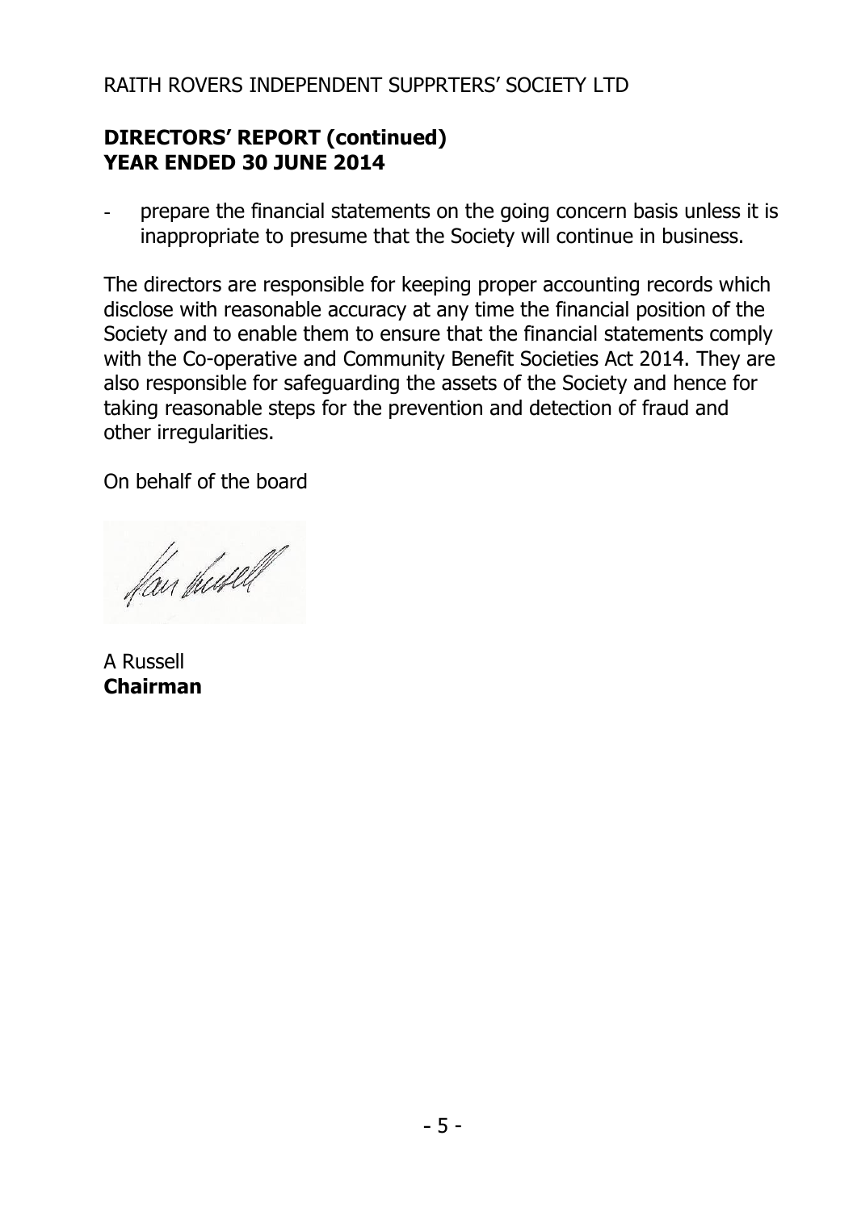RAITH ROVERS INDEPENDENT SUPPRTERS' SOCIETY LTD

**DIRECTORS' REPORT (continued)**
**YEAR ENDED 30 JUNE 2014**

- prepare the financial statements on the going concern basis unless it is inappropriate to presume that the Society will continue in business.

The directors are responsible for keeping proper accounting records which disclose with reasonable accuracy at any time the financial position of the Society and to enable them to ensure that the financial statements comply with the Co-operative and Community Benefit Societies Act 2014. They are also responsible for safeguarding the assets of the Society and hence for taking reasonable steps for the prevention and detection of fraud and other irregularities.

On behalf of the board

A Russell
**Chairman**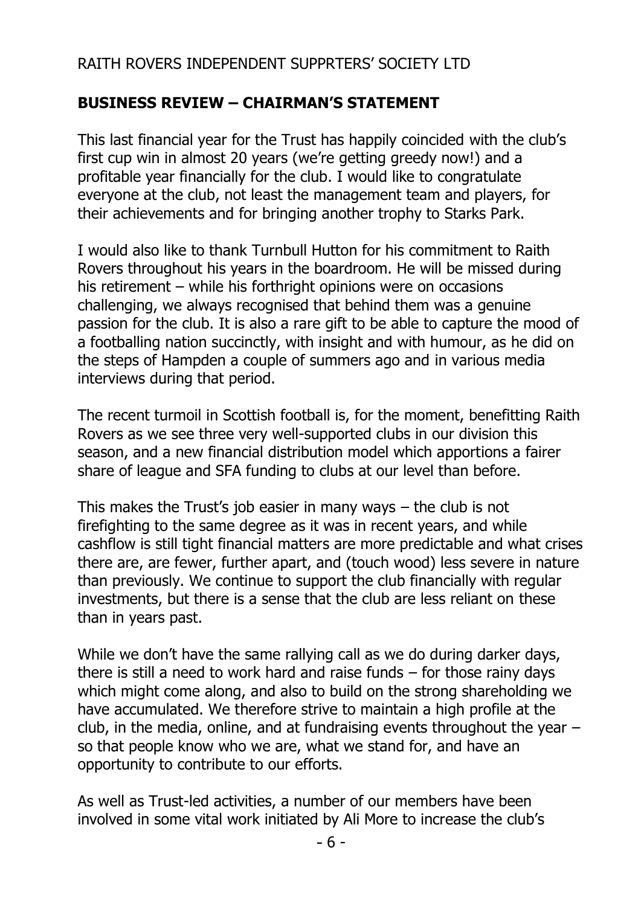RAITH ROVERS INDEPENDENT SUPPRTERS' SOCIETY LTD

## BUSINESS REVIEW – CHAIRMAN'S STATEMENT

This last financial year for the Trust has happily coincided with the club's first cup win in almost 20 years (we're getting greedy now!) and a profitable year financially for the club. I would like to congratulate everyone at the club, not least the management team and players, for their achievements and for bringing another trophy to Starks Park.

I would also like to thank Turnbull Hutton for his commitment to Raith Rovers throughout his years in the boardroom. He will be missed during his retirement – while his forthright opinions were on occasions challenging, we always recognised that behind them was a genuine passion for the club. It is also a rare gift to be able to capture the mood of a footballing nation succinctly, with insight and with humour, as he did on the steps of Hampden a couple of summers ago and in various media interviews during that period.

The recent turmoil in Scottish football is, for the moment, benefitting Raith Rovers as we see three very well-supported clubs in our division this season, and a new financial distribution model which apportions a fairer share of league and SFA funding to clubs at our level than before.

This makes the Trust's job easier in many ways – the club is not firefighting to the same degree as it was in recent years, and while cashflow is still tight financial matters are more predictable and what crises there are, are fewer, further apart, and (touch wood) less severe in nature than previously. We continue to support the club financially with regular investments, but there is a sense that the club are less reliant on these than in years past.

While we don't have the same rallying call as we do during darker days, there is still a need to work hard and raise funds – for those rainy days which might come along, and also to build on the strong shareholding we have accumulated. We therefore strive to maintain a high profile at the club, in the media, online, and at fundraising events throughout the year – so that people know who we are, what we stand for, and have an opportunity to contribute to our efforts.

As well as Trust-led activities, a number of our members have been involved in some vital work initiated by Ali More to increase the club's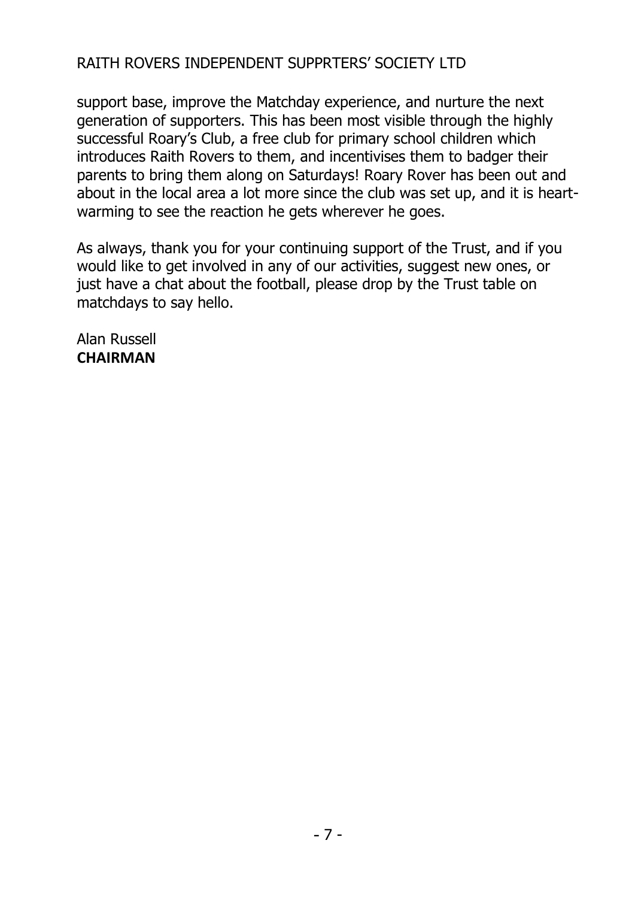support base, improve the Matchday experience, and nurture the next generation of supporters. This has been most visible through the highly successful Roary's Club, a free club for primary school children which introduces Raith Rovers to them, and incentivises them to badger their parents to bring them along on Saturdays! Roary Rover has been out and about in the local area a lot more since the club was set up, and it is heart-warming to see the reaction he gets wherever he goes.

As always, thank you for your continuing support of the Trust, and if you would like to get involved in any of our activities, suggest new ones, or just have a chat about the football, please drop by the Trust table on matchdays to say hello.

Alan Russell
**CHAIRMAN**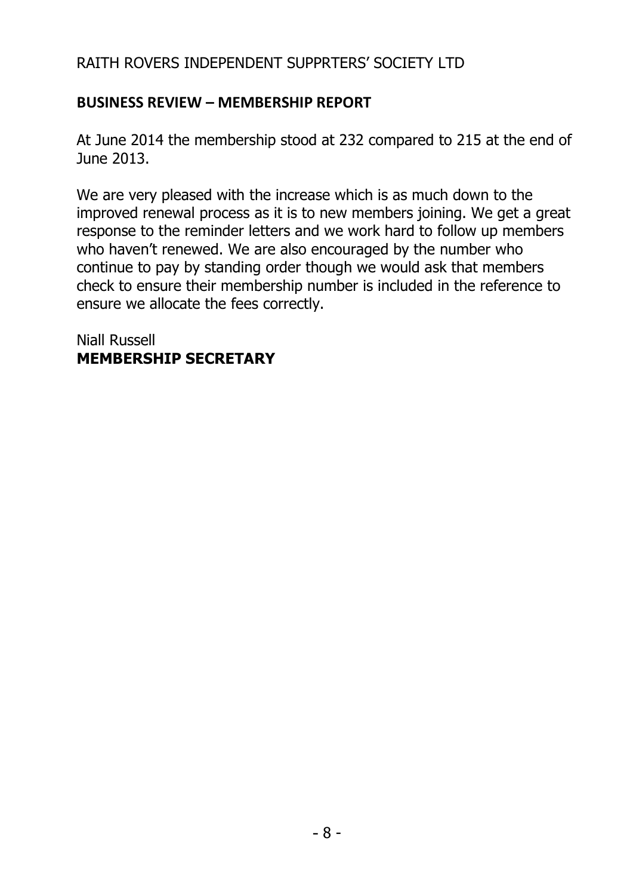RAITH ROVERS INDEPENDENT SUPPRTERS' SOCIETY LTD

## BUSINESS REVIEW – MEMBERSHIP REPORT

At June 2014 the membership stood at 232 compared to 215 at the end of June 2013.

We are very pleased with the increase which is as much down to the improved renewal process as it is to new members joining. We get a great response to the reminder letters and we work hard to follow up members who haven't renewed. We are also encouraged by the number who continue to pay by standing order though we would ask that members check to ensure their membership number is included in the reference to ensure we allocate the fees correctly.

Niall Russell
**MEMBERSHIP SECRETARY**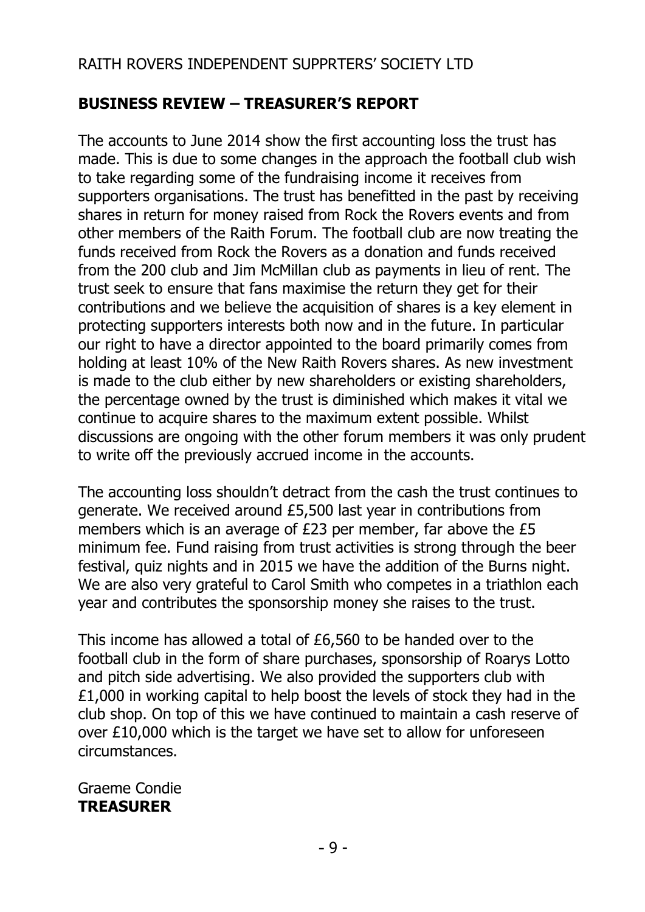RAITH ROVERS INDEPENDENT SUPPRTERS' SOCIETY LTD

## BUSINESS REVIEW – TREASURER'S REPORT

The accounts to June 2014 show the first accounting loss the trust has made. This is due to some changes in the approach the football club wish to take regarding some of the fundraising income it receives from supporters organisations. The trust has benefitted in the past by receiving shares in return for money raised from Rock the Rovers events and from other members of the Raith Forum. The football club are now treating the funds received from Rock the Rovers as a donation and funds received from the 200 club and Jim McMillan club as payments in lieu of rent. The trust seek to ensure that fans maximise the return they get for their contributions and we believe the acquisition of shares is a key element in protecting supporters interests both now and in the future. In particular our right to have a director appointed to the board primarily comes from holding at least 10% of the New Raith Rovers shares. As new investment is made to the club either by new shareholders or existing shareholders, the percentage owned by the trust is diminished which makes it vital we continue to acquire shares to the maximum extent possible. Whilst discussions are ongoing with the other forum members it was only prudent to write off the previously accrued income in the accounts.

The accounting loss shouldn't detract from the cash the trust continues to generate. We received around £5,500 last year in contributions from members which is an average of £23 per member, far above the £5 minimum fee. Fund raising from trust activities is strong through the beer festival, quiz nights and in 2015 we have the addition of the Burns night. We are also very grateful to Carol Smith who competes in a triathlon each year and contributes the sponsorship money she raises to the trust.

This income has allowed a total of £6,560 to be handed over to the football club in the form of share purchases, sponsorship of Roarys Lotto and pitch side advertising. We also provided the supporters club with £1,000 in working capital to help boost the levels of stock they had in the club shop. On top of this we have continued to maintain a cash reserve of over £10,000 which is the target we have set to allow for unforeseen circumstances.

Graeme Condie
**TREASURER**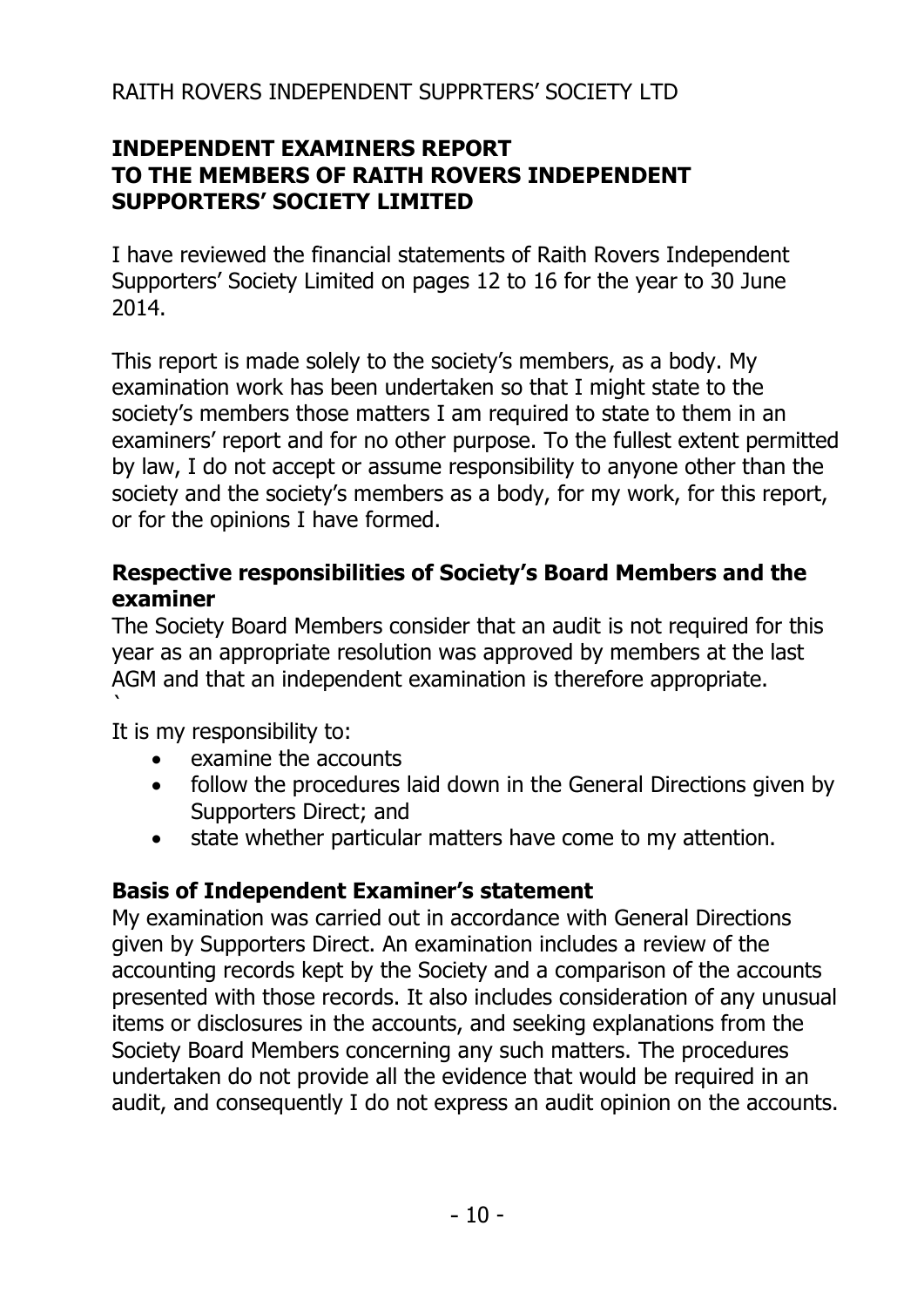RAITH ROVERS INDEPENDENT SUPPRTERS' SOCIETY LTD

## INDEPENDENT EXAMINERS REPORT TO THE MEMBERS OF RAITH ROVERS INDEPENDENT SUPPORTERS' SOCIETY LIMITED

I have reviewed the financial statements of Raith Rovers Independent Supporters' Society Limited on pages 12 to 16 for the year to 30 June 2014.

This report is made solely to the society's members, as a body. My examination work has been undertaken so that I might state to the society's members those matters I am required to state to them in an examiners' report and for no other purpose. To the fullest extent permitted by law, I do not accept or assume responsibility to anyone other than the society and the society's members as a body, for my work, for this report, or for the opinions I have formed.

### Respective responsibilities of Society's Board Members and the examiner

The Society Board Members consider that an audit is not required for this year as an appropriate resolution was approved by members at the last AGM and that an independent examination is therefore appropriate.
`

It is my responsibility to:

- examine the accounts
- follow the procedures laid down in the General Directions given by Supporters Direct; and
- state whether particular matters have come to my attention.

### Basis of Independent Examiner's statement

My examination was carried out in accordance with General Directions given by Supporters Direct. An examination includes a review of the accounting records kept by the Society and a comparison of the accounts presented with those records. It also includes consideration of any unusual items or disclosures in the accounts, and seeking explanations from the Society Board Members concerning any such matters. The procedures undertaken do not provide all the evidence that would be required in an audit, and consequently I do not express an audit opinion on the accounts.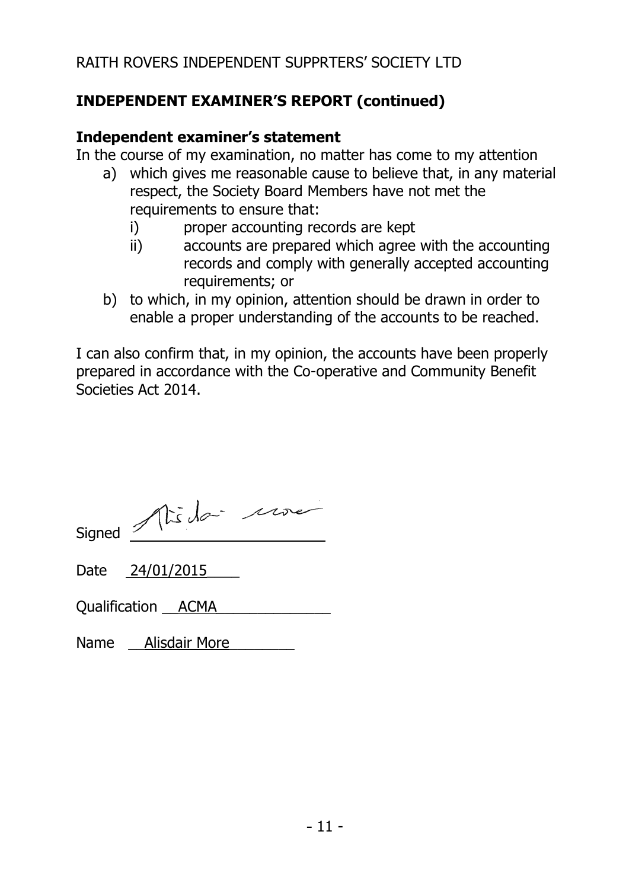RAITH ROVERS INDEPENDENT SUPPRTERS' SOCIETY LTD

## INDEPENDENT EXAMINER'S REPORT (continued)

### Independent examiner's statement

In the course of my examination, no matter has come to my attention

a) which gives me reasonable cause to believe that, in any material respect, the Society Board Members have not met the requirements to ensure that:
   i) proper accounting records are kept
   ii) accounts are prepared which agree with the accounting records and comply with generally accepted accounting requirements; or
b) to which, in my opinion, attention should be drawn in order to enable a proper understanding of the accounts to be reached.

I can also confirm that, in my opinion, the accounts have been properly prepared in accordance with the Co-operative and Community Benefit Societies Act 2014.

Signed Alisdair More

Date 24/01/2015

Qualification ACMA

Name Alisdair More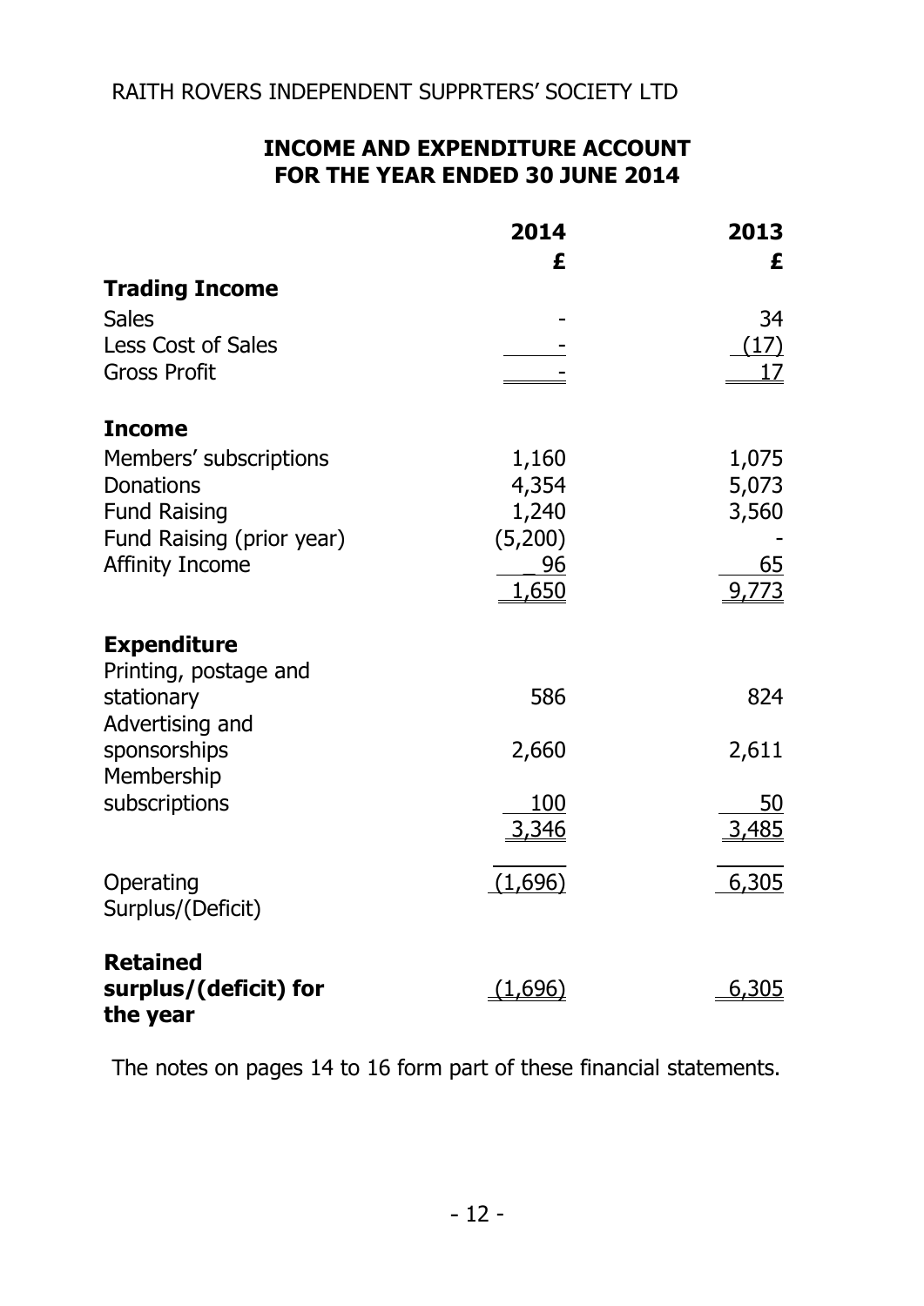RAITH ROVERS INDEPENDENT SUPPRTERS' SOCIETY LTD

## INCOME AND EXPENDITURE ACCOUNT FOR THE YEAR ENDED 30 JUNE 2014

| | 2014 | 2013 |
|---|---|---|
| | £ | £ |
| **Trading Income** | | |
| Sales | - | 34 |
| Less Cost of Sales | - | (17) |
| Gross Profit | - | 17 |
| **Income** | | |
| Members' subscriptions | 1,160 | 1,075 |
| Donations | 4,354 | 5,073 |
| Fund Raising | 1,240 | 3,560 |
| Fund Raising (prior year) | (5,200) | - |
| Affinity Income | 96 | 65 |
| | 1,650 | 9,773 |
| **Expenditure** | | |
| Printing, postage and stationary | 586 | 824 |
| Advertising and sponsorships | 2,660 | 2,611 |
| Membership subscriptions | 100 | 50 |
| | 3,346 | 3,485 |
| Operating Surplus/(Deficit) | (1,696) | 6,305 |
| **Retained surplus/(deficit) for the year** | (1,696) | 6,305 |

The notes on pages 14 to 16 form part of these financial statements.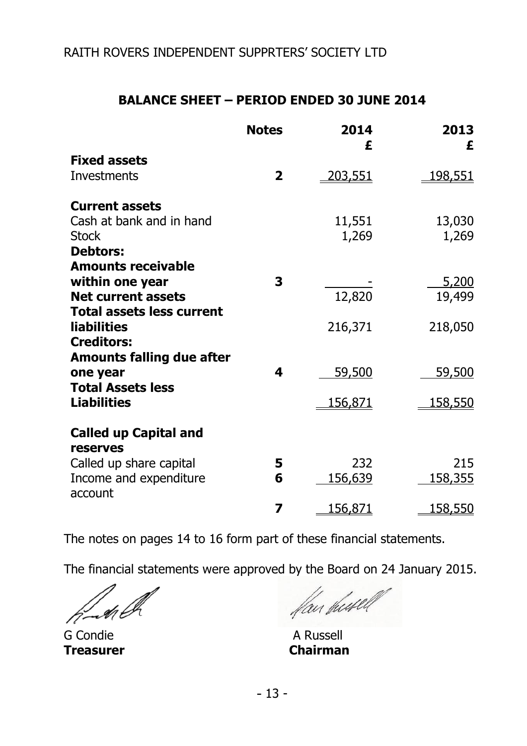RAITH ROVERS INDEPENDENT SUPPRTERS' SOCIETY LTD

## BALANCE SHEET – PERIOD ENDED 30 JUNE 2014

| | Notes | 2014 £ | 2013 £ |
|---|---|---|---|
| **Fixed assets** | | | |
| Investments | **2** | 203,551 | 198,551 |
| **Current assets** | | | |
| Cash at bank and in hand | | 11,551 | 13,030 |
| Stock | | 1,269 | 1,269 |
| **Debtors:** | | | |
| **Amounts receivable within one year** | **3** | - | 5,200 |
| **Net current assets** | | 12,820 | 19,499 |
| **Total assets less current liabilities** | | 216,371 | 218,050 |
| **Creditors:** | | | |
| **Amounts falling due after one year** | **4** | 59,500 | 59,500 |
| **Total Assets less Liabilities** | | 156,871 | 158,550 |
| **Called up Capital and reserves** | | | |
| Called up share capital | **5** | 232 | 215 |
| Income and expenditure account | **6** | 156,639 | 158,355 |
| | **7** | 156,871 | 158,550 |

The notes on pages 14 to 16 form part of these financial statements.

The financial statements were approved by the Board on 24 January 2015.

G Condie
**Treasurer**

A Russell
**Chairman**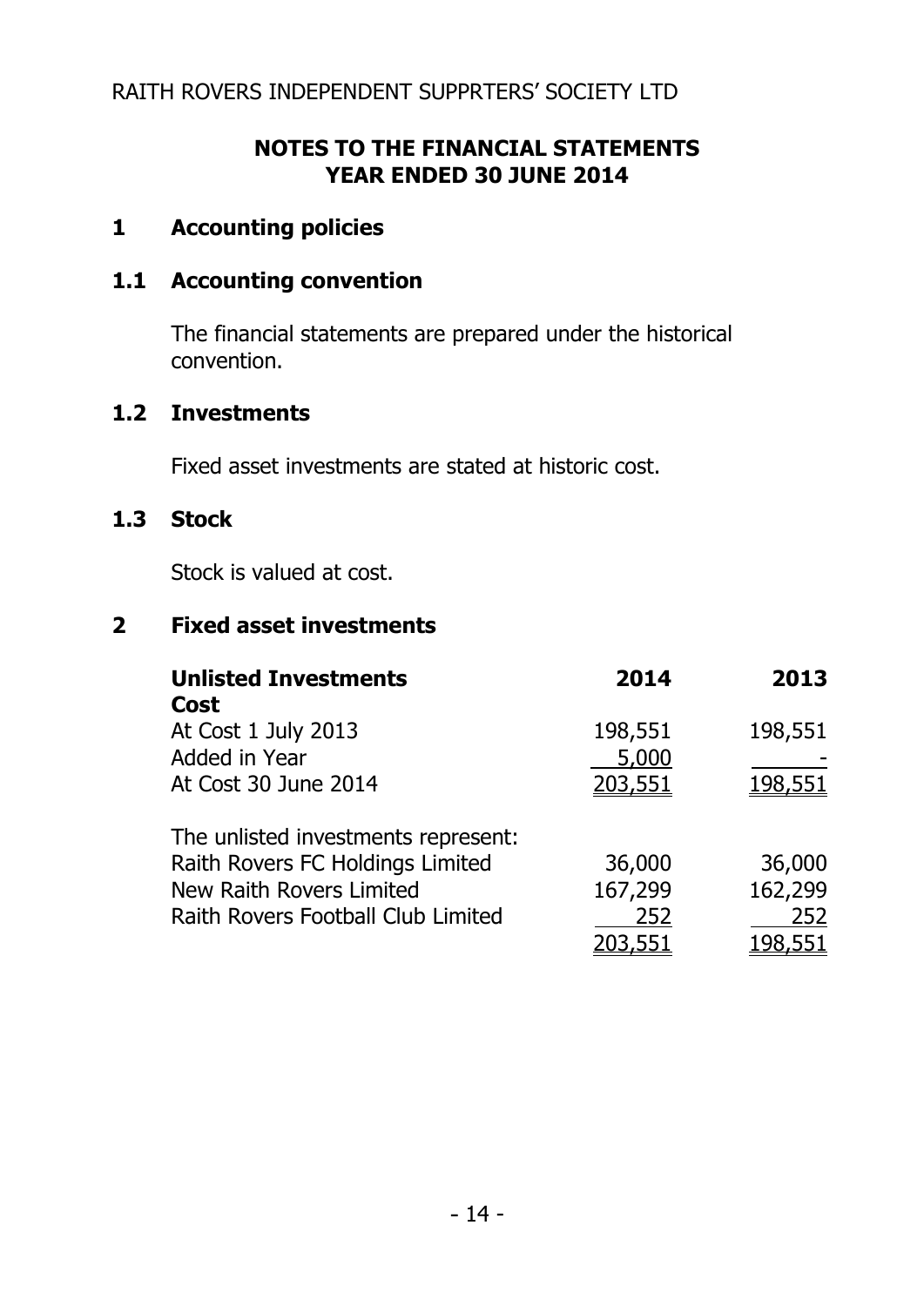RAITH ROVERS INDEPENDENT SUPPRTERS' SOCIETY LTD

# NOTES TO THE FINANCIAL STATEMENTS
# YEAR ENDED 30 JUNE 2014

## 1 Accounting policies

### 1.1 Accounting convention

The financial statements are prepared under the historical convention.

### 1.2 Investments

Fixed asset investments are stated at historic cost.

### 1.3 Stock

Stock is valued at cost.

## 2 Fixed asset investments

| **Unlisted Investments** | **2014** | **2013** |
|---|---|---|
| **Cost** | | |
| At Cost 1 July 2013 | 198,551 | 198,551 |
| Added in Year | 5,000 | - |
| At Cost 30 June 2014 | 203,551 | 198,551 |
| | | |
| The unlisted investments represent: | | |
| Raith Rovers FC Holdings Limited | 36,000 | 36,000 |
| New Raith Rovers Limited | 167,299 | 162,299 |
| Raith Rovers Football Club Limited | 252 | 252 |
| | 203,551 | 198,551 |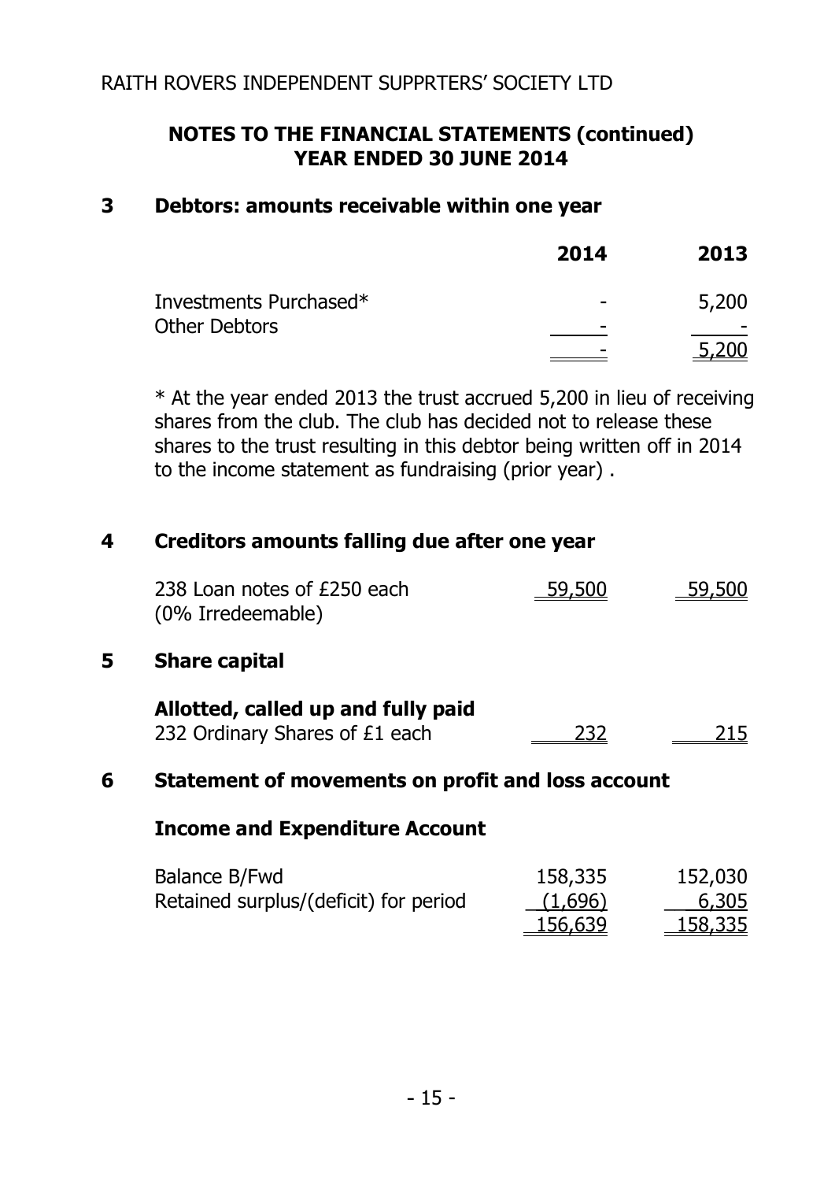RAITH ROVERS INDEPENDENT SUPPRTERS' SOCIETY LTD

## NOTES TO THE FINANCIAL STATEMENTS (continued)
## YEAR ENDED 30 JUNE 2014

### 3 Debtors: amounts receivable within one year

| | 2014 | 2013 |
|---|---|---|
| Investments Purchased* | - | 5,200 |
| Other Debtors | - | - |
| | - | 5,200 |

* At the year ended 2013 the trust accrued 5,200 in lieu of receiving shares from the club. The club has decided not to release these shares to the trust resulting in this debtor being written off in 2014 to the income statement as fundraising (prior year) .

### 4 Creditors amounts falling due after one year

| | 2014 | 2013 |
|---|---|---|
| 238 Loan notes of £250 each (0% Irredeemable) | 59,500 | 59,500 |

### 5 Share capital

**Allotted, called up and fully paid**

| | 2014 | 2013 |
|---|---|---|
| 232 Ordinary Shares of £1 each | 232 | 215 |

### 6 Statement of movements on profit and loss account

**Income and Expenditure Account**

| | 2014 | 2013 |
|---|---|---|
| Balance B/Fwd | 158,335 | 152,030 |
| Retained surplus/(deficit) for period | (1,696) | 6,305 |
| | 156,639 | 158,335 |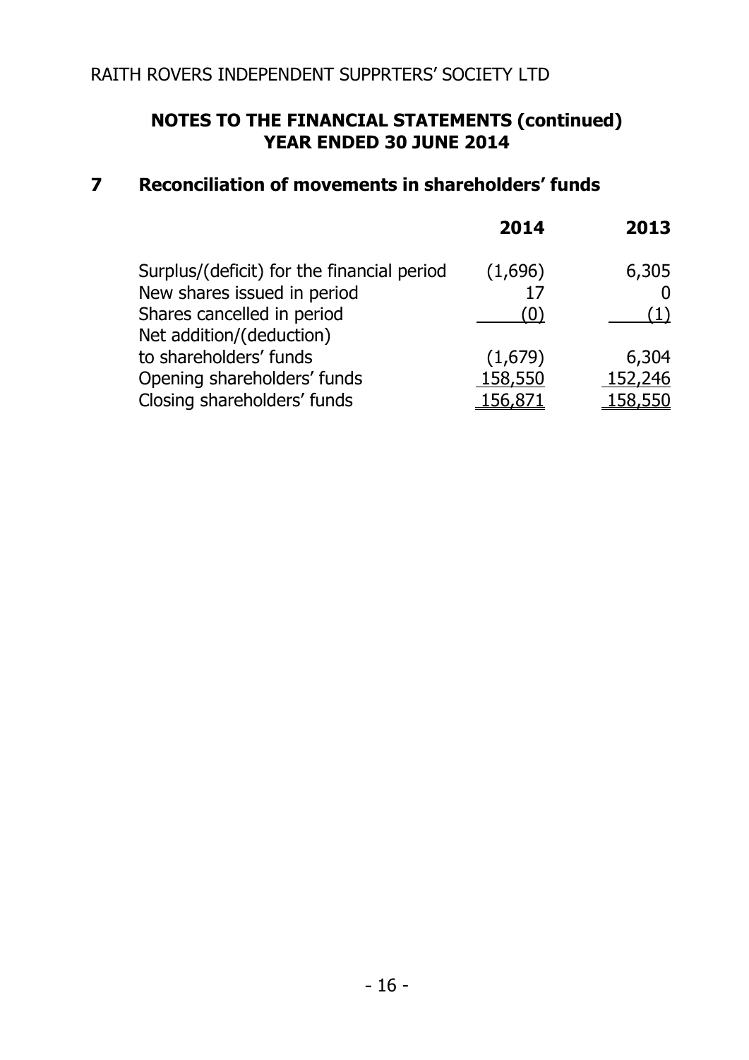RAITH ROVERS INDEPENDENT SUPPRTERS' SOCIETY LTD

**NOTES TO THE FINANCIAL STATEMENTS (continued)**
**YEAR ENDED 30 JUNE 2014**

## 7 Reconciliation of movements in shareholders' funds

| | 2014 | 2013 |
|---|---|---|
| Surplus/(deficit) for the financial period | (1,696) | 6,305 |
| New shares issued in period | 17 | 0 |
| Shares cancelled in period | (0) | (1) |
| Net addition/(deduction) to shareholders' funds | (1,679) | 6,304 |
| Opening shareholders' funds | 158,550 | 152,246 |
| Closing shareholders' funds | 156,871 | 158,550 |